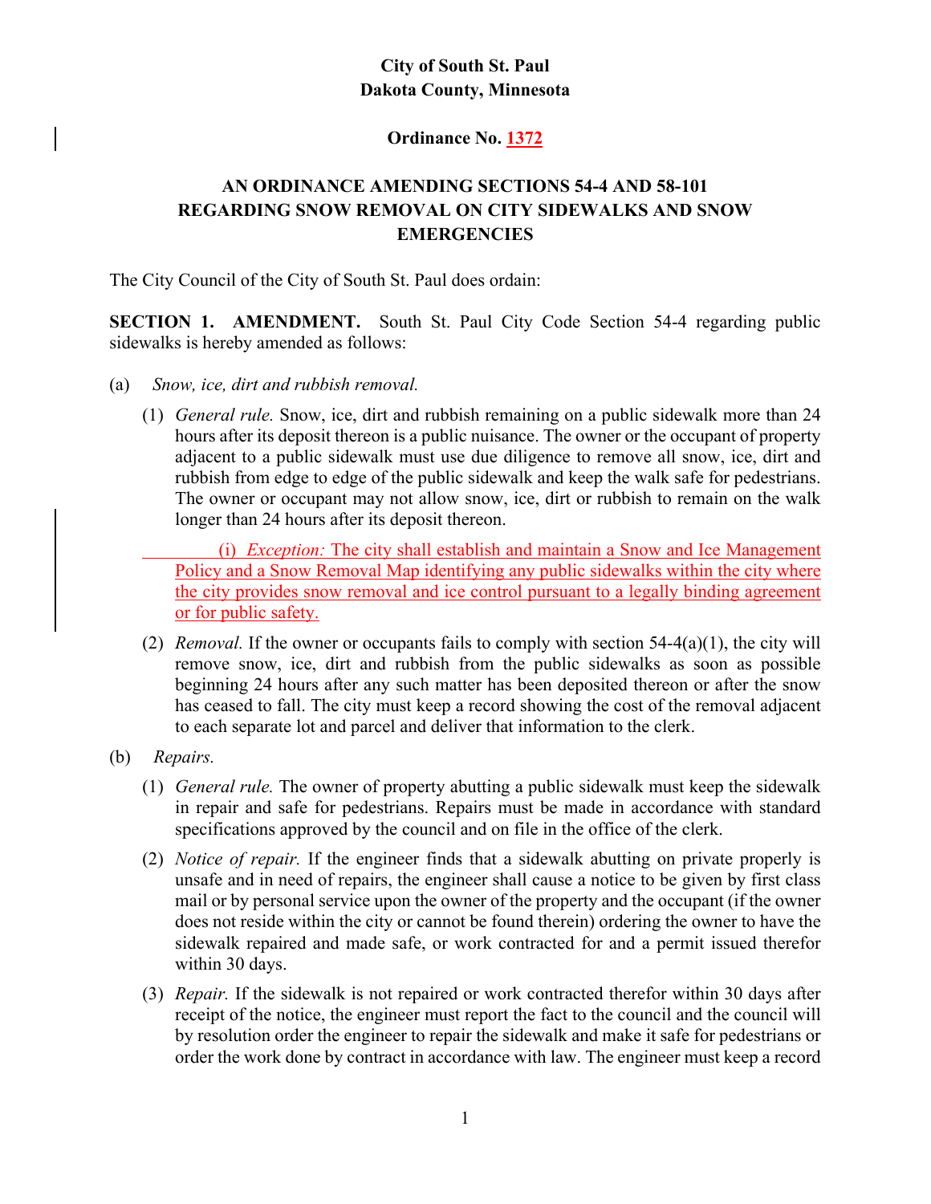**City of South St. Paul**
**Dakota County, Minnesota**

**Ordinance No. 1372**

# AN ORDINANCE AMENDING SECTIONS 54-4 AND 58-101 REGARDING SNOW REMOVAL ON CITY SIDEWALKS AND SNOW EMERGENCIES

The City Council of the City of South St. Paul does ordain:

**SECTION 1. AMENDMENT.** South St. Paul City Code Section 54-4 regarding public sidewalks is hereby amended as follows:

(a) *Snow, ice, dirt and rubbish removal.*

(1) *General rule.* Snow, ice, dirt and rubbish remaining on a public sidewalk more than 24 hours after its deposit thereon is a public nuisance. The owner or the occupant of property adjacent to a public sidewalk must use due diligence to remove all snow, ice, dirt and rubbish from edge to edge of the public sidewalk and keep the walk safe for pedestrians. The owner or occupant may not allow snow, ice, dirt or rubbish to remain on the walk longer than 24 hours after its deposit thereon.

(i) *Exception:* The city shall establish and maintain a Snow and Ice Management Policy and a Snow Removal Map identifying any public sidewalks within the city where the city provides snow removal and ice control pursuant to a legally binding agreement or for public safety.

(2) *Removal.* If the owner or occupants fails to comply with section 54-4(a)(1), the city will remove snow, ice, dirt and rubbish from the public sidewalks as soon as possible beginning 24 hours after any such matter has been deposited thereon or after the snow has ceased to fall. The city must keep a record showing the cost of the removal adjacent to each separate lot and parcel and deliver that information to the clerk.

(b) *Repairs.*

(1) *General rule.* The owner of property abutting a public sidewalk must keep the sidewalk in repair and safe for pedestrians. Repairs must be made in accordance with standard specifications approved by the council and on file in the office of the clerk.

(2) *Notice of repair.* If the engineer finds that a sidewalk abutting on private properly is unsafe and in need of repairs, the engineer shall cause a notice to be given by first class mail or by personal service upon the owner of the property and the occupant (if the owner does not reside within the city or cannot be found therein) ordering the owner to have the sidewalk repaired and made safe, or work contracted for and a permit issued therefor within 30 days.

(3) *Repair.* If the sidewalk is not repaired or work contracted therefor within 30 days after receipt of the notice, the engineer must report the fact to the council and the council will by resolution order the engineer to repair the sidewalk and make it safe for pedestrians or order the work done by contract in accordance with law. The engineer must keep a record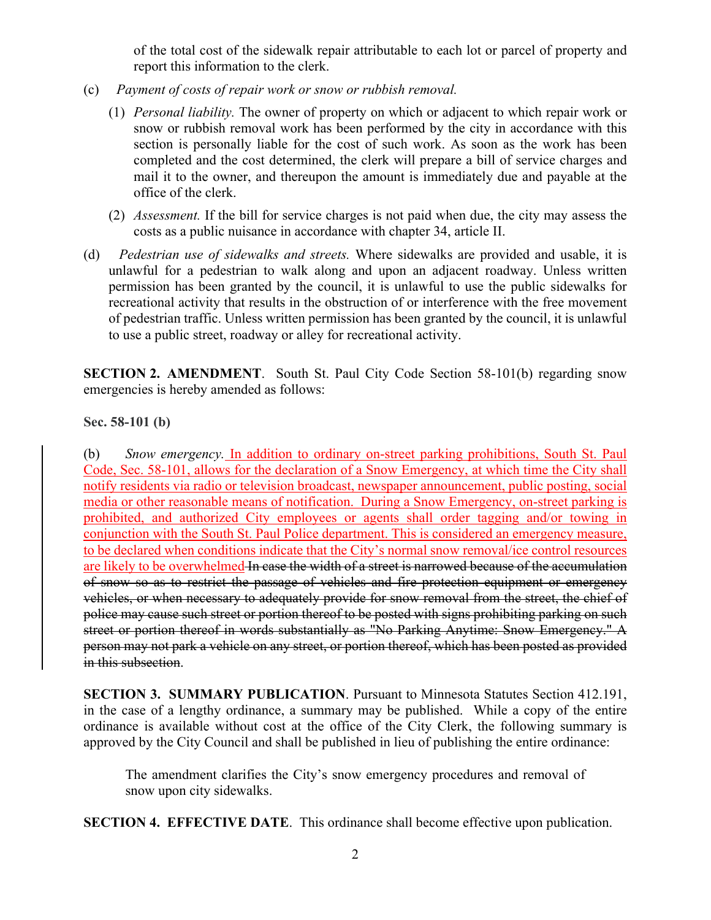of the total cost of the sidewalk repair attributable to each lot or parcel of property and report this information to the clerk.

(c) *Payment of costs of repair work or snow or rubbish removal.*

(1) *Personal liability.* The owner of property on which or adjacent to which repair work or snow or rubbish removal work has been performed by the city in accordance with this section is personally liable for the cost of such work. As soon as the work has been completed and the cost determined, the clerk will prepare a bill of service charges and mail it to the owner, and thereupon the amount is immediately due and payable at the office of the clerk.

(2) *Assessment.* If the bill for service charges is not paid when due, the city may assess the costs as a public nuisance in accordance with chapter 34, article II.

(d) *Pedestrian use of sidewalks and streets.* Where sidewalks are provided and usable, it is unlawful for a pedestrian to walk along and upon an adjacent roadway. Unless written permission has been granted by the council, it is unlawful to use the public sidewalks for recreational activity that results in the obstruction of or interference with the free movement of pedestrian traffic. Unless written permission has been granted by the council, it is unlawful to use a public street, roadway or alley for recreational activity.

**SECTION 2. AMENDMENT**. South St. Paul City Code Section 58-101(b) regarding snow emergencies is hereby amended as follows:

**Sec. 58-101 (b)**

(b) *Snow emergency.* <u>In addition to ordinary on-street parking prohibitions, South St. Paul Code, Sec. 58-101, allows for the declaration of a Snow Emergency, at which time the City shall notify residents via radio or television broadcast, newspaper announcement, public posting, social media or other reasonable means of notification. During a Snow Emergency, on-street parking is prohibited, and authorized City employees or agents shall order tagging and/or towing in conjunction with the South St. Paul Police department. This is considered an emergency measure, to be declared when conditions indicate that the City's normal snow removal/ice control resources are likely to be overwhelmed</u>~~In case the width of a street is narrowed because of the accumulation of snow so as to restrict the passage of vehicles and fire protection equipment or emergency vehicles, or when necessary to adequately provide for snow removal from the street, the chief of police may cause such street or portion thereof to be posted with signs prohibiting parking on such street or portion thereof in words substantially as "No Parking Anytime: Snow Emergency." A person may not park a vehicle on any street, or portion thereof, which has been posted as provided in this subsection~~.

**SECTION 3. SUMMARY PUBLICATION**. Pursuant to Minnesota Statutes Section 412.191, in the case of a lengthy ordinance, a summary may be published. While a copy of the entire ordinance is available without cost at the office of the City Clerk, the following summary is approved by the City Council and shall be published in lieu of publishing the entire ordinance:

> The amendment clarifies the City's snow emergency procedures and removal of snow upon city sidewalks.

**SECTION 4. EFFECTIVE DATE**. This ordinance shall become effective upon publication.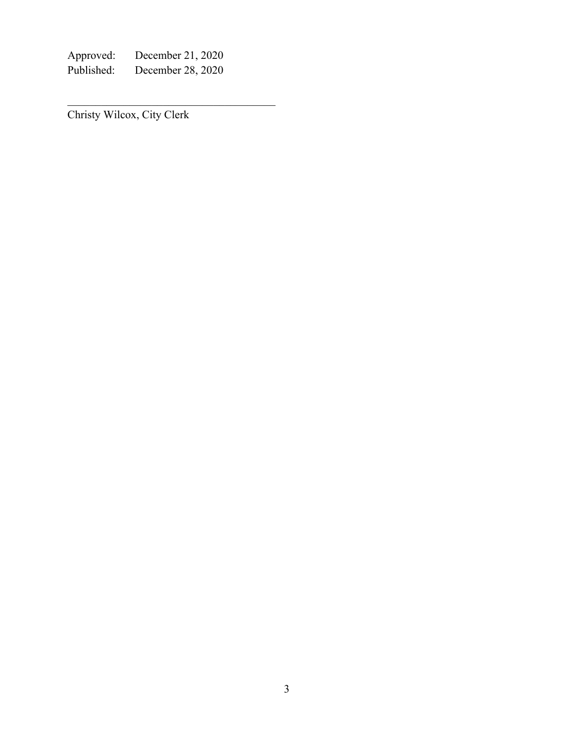Approved: December 21, 2020
Published: December 28, 2020

\_\_\_\_\_\_\_\_\_\_\_\_\_\_\_\_\_\_\_\_\_\_\_\_\_\_\_\_\_\_\_\_\_\_\_\_\_\_\_\_

Christy Wilcox, City Clerk